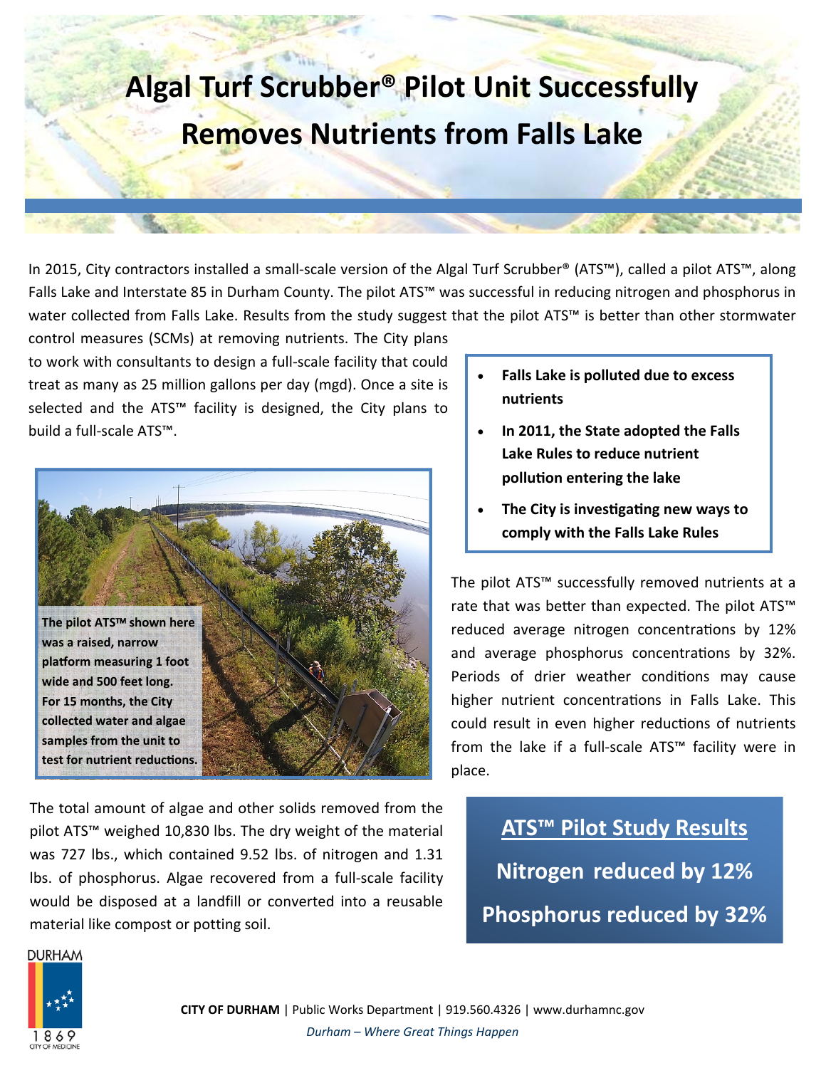# Algal Turf Scrubber® Pilot Unit Successfully Removes Nutrients from Falls Lake

In 2015, City contractors installed a small-scale version of the Algal Turf Scrubber® (ATS™), called a pilot ATS™, along Falls Lake and Interstate 85 in Durham County. The pilot ATS™ was successful in reducing nitrogen and phosphorus in water collected from Falls Lake. Results from the study suggest that the pilot ATS™ is better than other stormwater control measures (SCMs) at removing nutrients. The City plans to work with consultants to design a full-scale facility that could treat as many as 25 million gallons per day (mgd). Once a site is selected and the ATS™ facility is designed, the City plans to build a full-scale ATS™.

- **Falls Lake is polluted due to excess nutrients**
- **In 2011, the State adopted the Falls Lake Rules to reduce nutrient pollution entering the lake**
- **The City is investigating new ways to comply with the Falls Lake Rules**

**The pilot ATS™ shown here was a raised, narrow platform measuring 1 foot wide and 500 feet long. For 15 months, the City collected water and algae samples from the unit to test for nutrient reductions.**

The pilot ATS™ successfully removed nutrients at a rate that was better than expected. The pilot ATS™ reduced average nitrogen concentrations by 12% and average phosphorus concentrations by 32%. Periods of drier weather conditions may cause higher nutrient concentrations in Falls Lake. This could result in even higher reductions of nutrients from the lake if a full-scale ATS™ facility were in place.

The total amount of algae and other solids removed from the pilot ATS™ weighed 10,830 lbs. The dry weight of the material was 727 lbs., which contained 9.52 lbs. of nitrogen and 1.31 lbs. of phosphorus. Algae recovered from a full-scale facility would be disposed at a landfill or converted into a reusable material like compost or potting soil.

**ATS™ Pilot Study Results**

**Nitrogen reduced by 12%**

**Phosphorus reduced by 32%**

**CITY OF DURHAM** | Public Works Department | 919.560.4326 | www.durhamnc.gov

*Durham – Where Great Things Happen*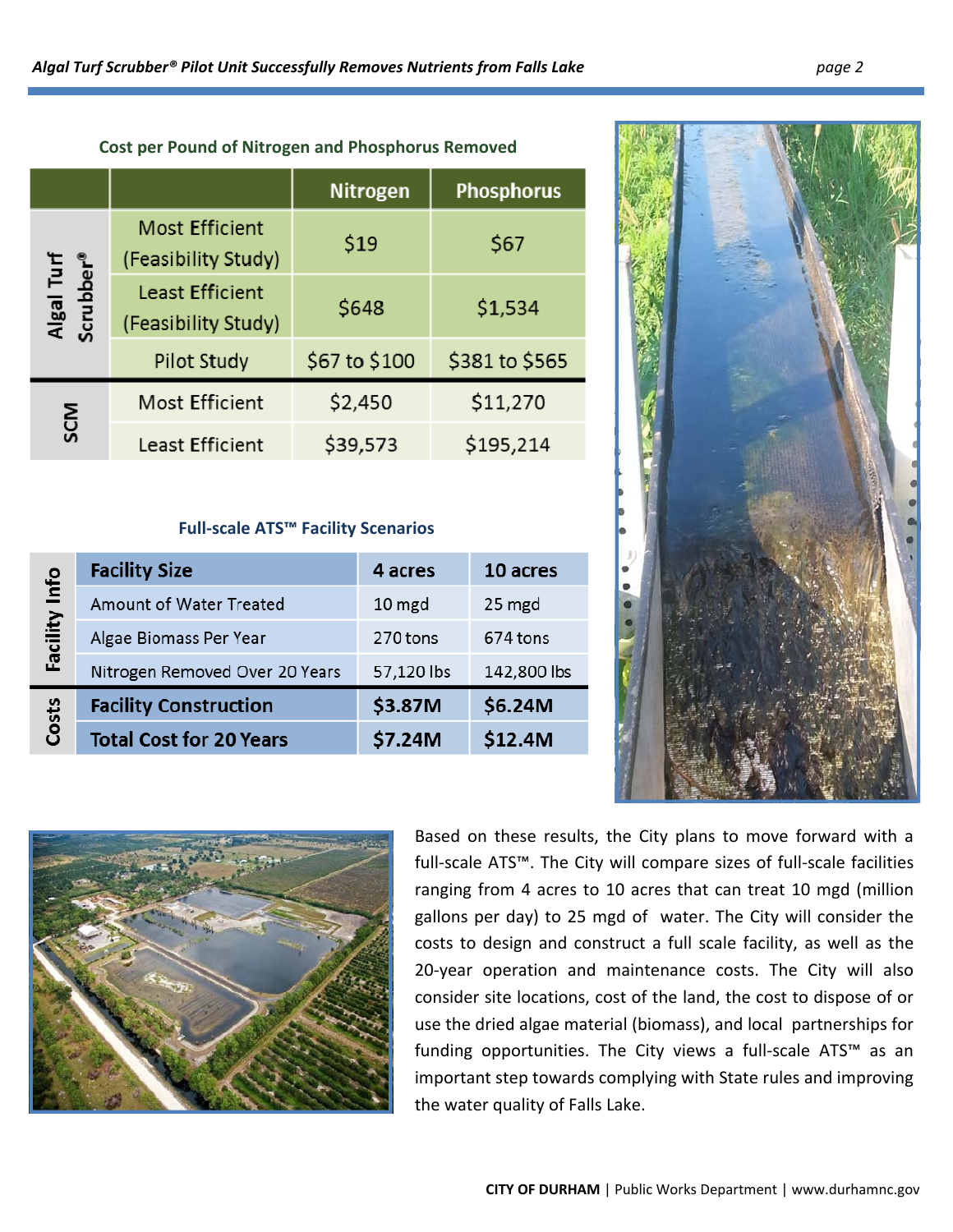### Cost per Pound of Nitrogen and Phosphorus Removed

| | | Nitrogen | Phosphorus |
|---|---|---|---|
| Algal Turf Scrubber® | Most Efficient (Feasibility Study) | $19 | $67 |
| | Least Efficient (Feasibility Study) | $648 | $1,534 |
| | Pilot Study | $67 to $100 | $381 to $565 |
| SCM | Most Efficient | $2,450 | $11,270 |
| | Least Efficient | $39,573 | $195,214 |

### Full-scale ATS™ Facility Scenarios

| | | | |
|---|---|---|---|
| Facility Info | **Facility Size** | **4 acres** | **10 acres** |
| | Amount of Water Treated | 10 mgd | 25 mgd |
| | Algae Biomass Per Year | 270 tons | 674 tons |
| | Nitrogen Removed Over 20 Years | 57,120 lbs | 142,800 lbs |
| Costs | **Facility Construction** | **$3.87M** | **$6.24M** |
| | **Total Cost for 20 Years** | **$7.24M** | **$12.4M** |

Based on these results, the City plans to move forward with a full-scale ATS™. The City will compare sizes of full-scale facilities ranging from 4 acres to 10 acres that can treat 10 mgd (million gallons per day) to 25 mgd of water. The City will consider the costs to design and construct a full scale facility, as well as the 20-year operation and maintenance costs. The City will also consider site locations, cost of the land, the cost to dispose of or use the dried algae material (biomass), and local partnerships for funding opportunities. The City views a full-scale ATS™ as an important step towards complying with State rules and improving the water quality of Falls Lake.

**CITY OF DURHAM** | Public Works Department | www.durhamnc.gov